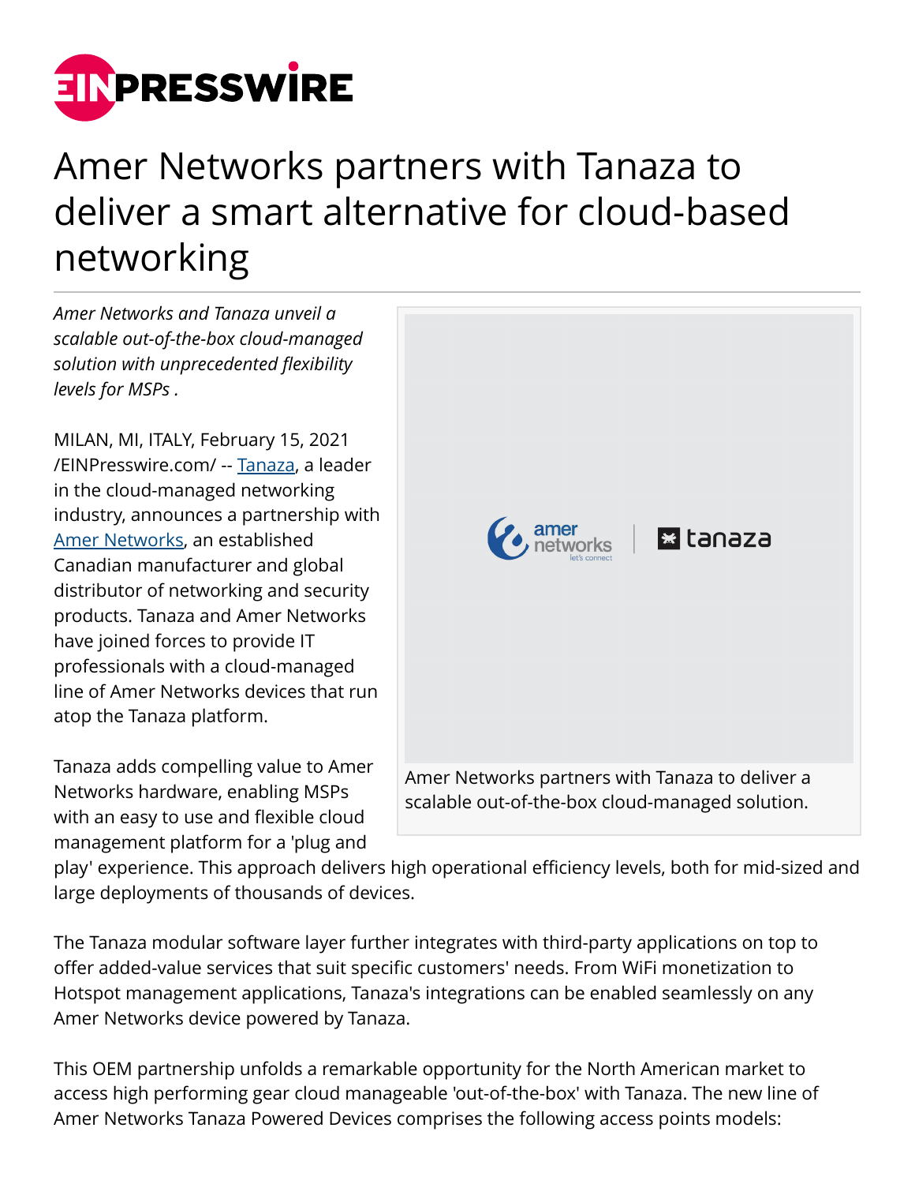# Amer Networks partners with Tanaza to deliver a smart alternative for cloud-based networking

*Amer Networks and Tanaza unveil a scalable out-of-the-box cloud-managed solution with unprecedented flexibility levels for MSPs .*

MILAN, MI, ITALY, February 15, 2021 /EINPresswire.com/ -- Tanaza, a leader in the cloud-managed networking industry, announces a partnership with Amer Networks, an established Canadian manufacturer and global distributor of networking and security products. Tanaza and Amer Networks have joined forces to provide IT professionals with a cloud-managed line of Amer Networks devices that run atop the Tanaza platform.

Amer Networks partners with Tanaza to deliver a scalable out-of-the-box cloud-managed solution.

Tanaza adds compelling value to Amer Networks hardware, enabling MSPs with an easy to use and flexible cloud management platform for a 'plug and play' experience. This approach delivers high operational efficiency levels, both for mid-sized and large deployments of thousands of devices.

The Tanaza modular software layer further integrates with third-party applications on top to offer added-value services that suit specific customers' needs. From WiFi monetization to Hotspot management applications, Tanaza's integrations can be enabled seamlessly on any Amer Networks device powered by Tanaza.

This OEM partnership unfolds a remarkable opportunity for the North American market to access high performing gear cloud manageable 'out-of-the-box' with Tanaza. The new line of Amer Networks Tanaza Powered Devices comprises the following access points models: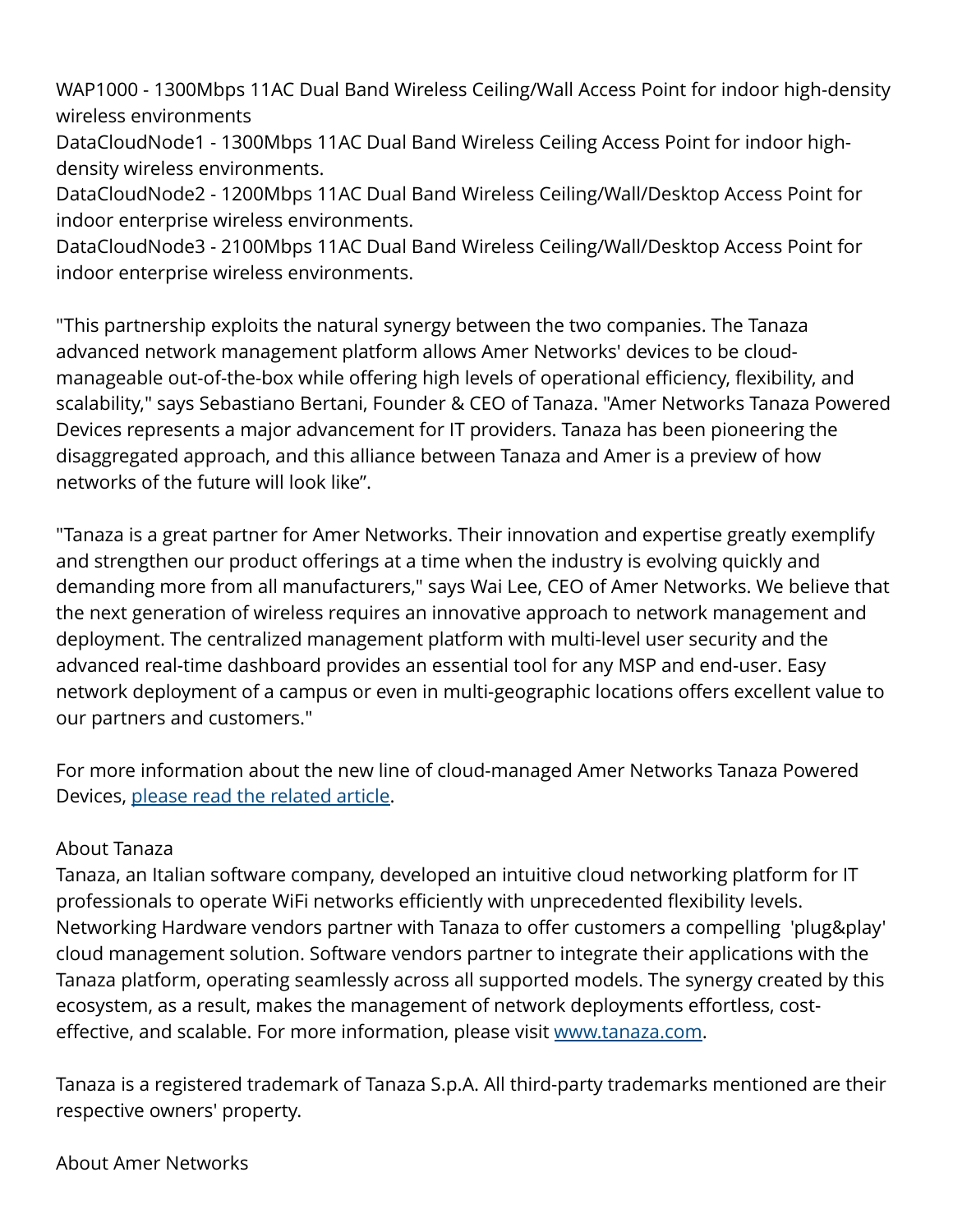WAP1000 - 1300Mbps 11AC Dual Band Wireless Ceiling/Wall Access Point for indoor high-density wireless environments
DataCloudNode1 - 1300Mbps 11AC Dual Band Wireless Ceiling Access Point for indoor high-density wireless environments.
DataCloudNode2 - 1200Mbps 11AC Dual Band Wireless Ceiling/Wall/Desktop Access Point for indoor enterprise wireless environments.
DataCloudNode3 - 2100Mbps 11AC Dual Band Wireless Ceiling/Wall/Desktop Access Point for indoor enterprise wireless environments.

"This partnership exploits the natural synergy between the two companies. The Tanaza advanced network management platform allows Amer Networks' devices to be cloud-manageable out-of-the-box while offering high levels of operational efficiency, flexibility, and scalability," says Sebastiano Bertani, Founder & CEO of Tanaza. "Amer Networks Tanaza Powered Devices represents a major advancement for IT providers. Tanaza has been pioneering the disaggregated approach, and this alliance between Tanaza and Amer is a preview of how networks of the future will look like".

"Tanaza is a great partner for Amer Networks. Their innovation and expertise greatly exemplify and strengthen our product offerings at a time when the industry is evolving quickly and demanding more from all manufacturers," says Wai Lee, CEO of Amer Networks. We believe that the next generation of wireless requires an innovative approach to network management and deployment. The centralized management platform with multi-level user security and the advanced real-time dashboard provides an essential tool for any MSP and end-user. Easy network deployment of a campus or even in multi-geographic locations offers excellent value to our partners and customers."

For more information about the new line of cloud-managed Amer Networks Tanaza Powered Devices, [please read the related article](#).

About Tanaza
Tanaza, an Italian software company, developed an intuitive cloud networking platform for IT professionals to operate WiFi networks efficiently with unprecedented flexibility levels. Networking Hardware vendors partner with Tanaza to offer customers a compelling 'plug&play' cloud management solution. Software vendors partner to integrate their applications with the Tanaza platform, operating seamlessly across all supported models. The synergy created by this ecosystem, as a result, makes the management of network deployments effortless, cost-effective, and scalable. For more information, please visit [www.tanaza.com](http://www.tanaza.com).

Tanaza is a registered trademark of Tanaza S.p.A. All third-party trademarks mentioned are their respective owners' property.

About Amer Networks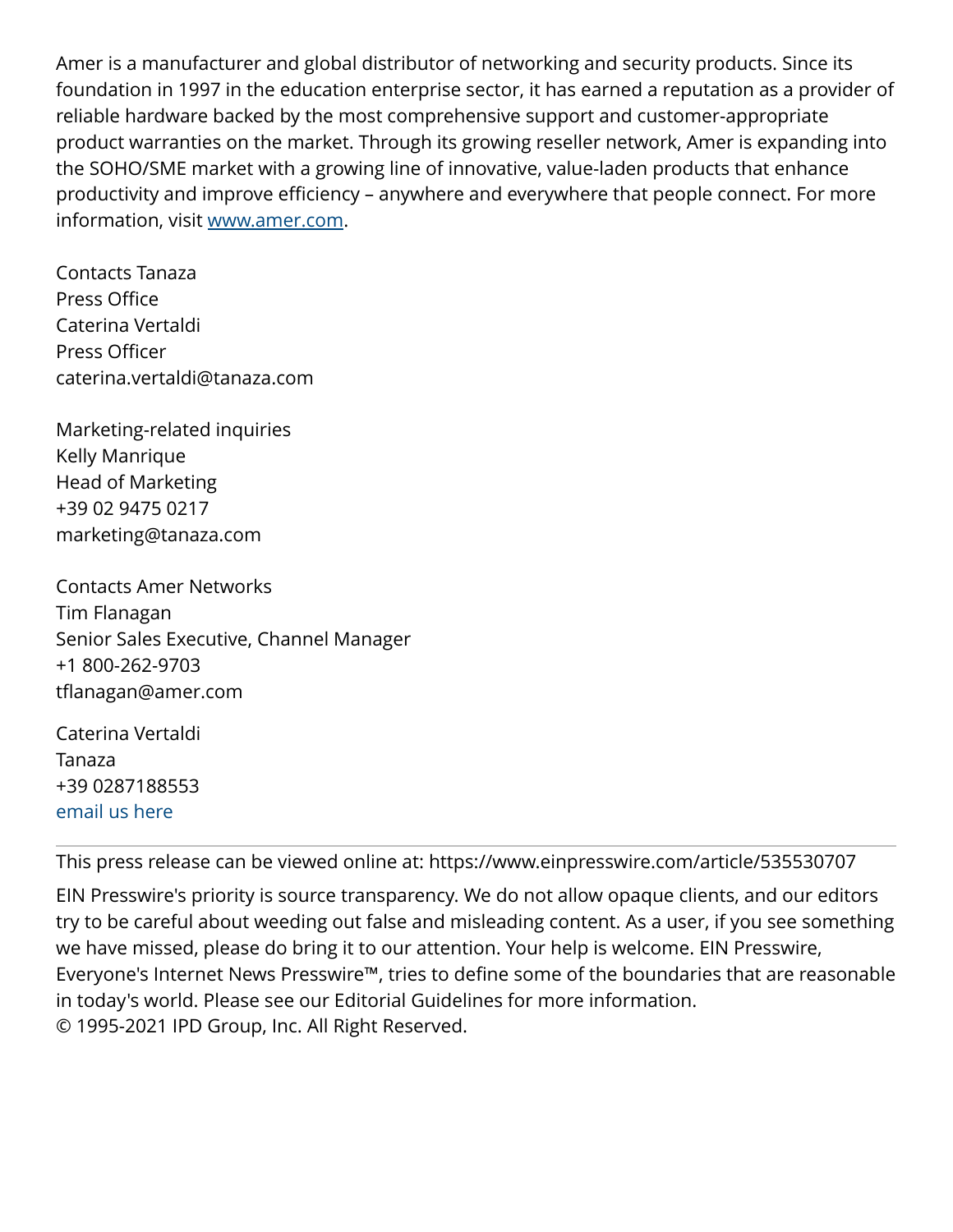Amer is a manufacturer and global distributor of networking and security products. Since its foundation in 1997 in the education enterprise sector, it has earned a reputation as a provider of reliable hardware backed by the most comprehensive support and customer-appropriate product warranties on the market. Through its growing reseller network, Amer is expanding into the SOHO/SME market with a growing line of innovative, value-laden products that enhance productivity and improve efficiency – anywhere and everywhere that people connect. For more information, visit [www.amer.com](http://www.amer.com).

Contacts Tanaza
Press Office
Caterina Vertaldi
Press Officer
caterina.vertaldi@tanaza.com

Marketing-related inquiries
Kelly Manrique
Head of Marketing
+39 02 9475 0217
marketing@tanaza.com

Contacts Amer Networks
Tim Flanagan
Senior Sales Executive, Channel Manager
+1 800-262-9703
tflanagan@amer.com

Caterina Vertaldi
Tanaza
+39 0287188553
email us here

---

This press release can be viewed online at: https://www.einpresswire.com/article/535530707

EIN Presswire's priority is source transparency. We do not allow opaque clients, and our editors try to be careful about weeding out false and misleading content. As a user, if you see something we have missed, please do bring it to our attention. Your help is welcome. EIN Presswire, Everyone's Internet News Presswire™, tries to define some of the boundaries that are reasonable in today's world. Please see our Editorial Guidelines for more information.
© 1995-2021 IPD Group, Inc. All Right Reserved.